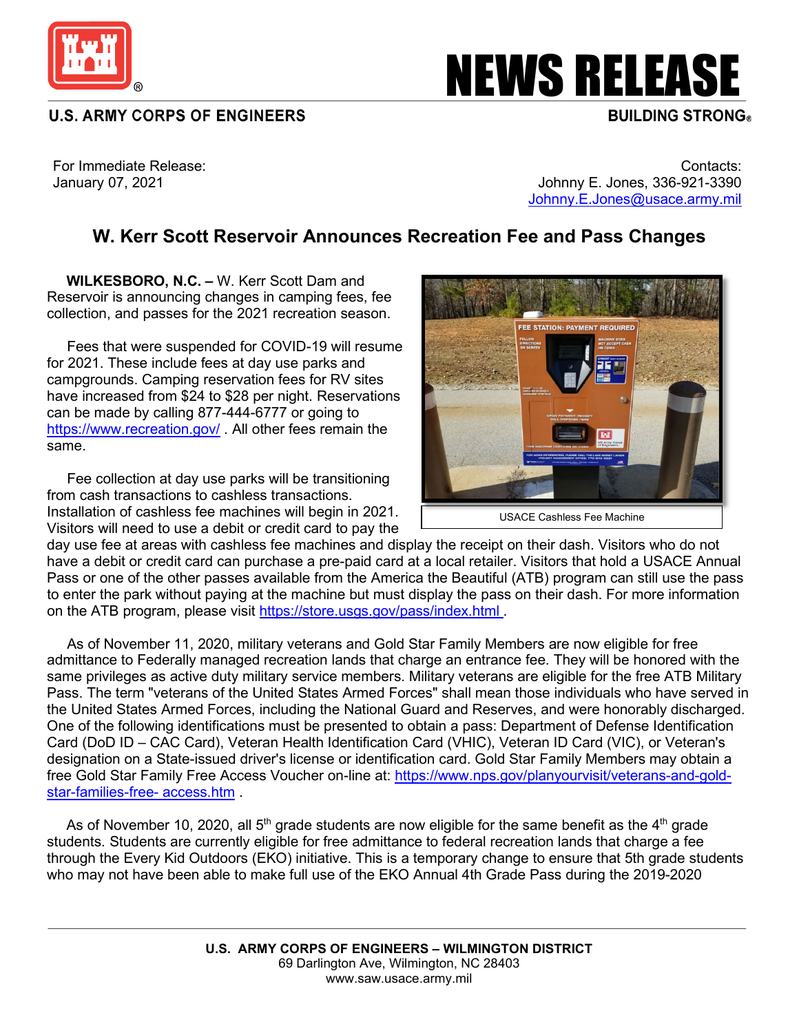U.S. ARMY CORPS OF ENGINEERS

# NEWS RELEASE

BUILDING STRONG®

For Immediate Release:
January 07, 2021

Contacts:
Johnny E. Jones, 336-921-3390
Johnny.E.Jones@usace.army.mil

## W. Kerr Scott Reservoir Announces Recreation Fee and Pass Changes

**WILKESBORO, N.C. –** W. Kerr Scott Dam and Reservoir is announcing changes in camping fees, fee collection, and passes for the 2021 recreation season.

Fees that were suspended for COVID-19 will resume for 2021. These include fees at day use parks and campgrounds. Camping reservation fees for RV sites have increased from $24 to $28 per night. Reservations can be made by calling 877-444-6777 or going to https://www.recreation.gov/ . All other fees remain the same.

Fee collection at day use parks will be transitioning from cash transactions to cashless transactions. Installation of cashless fee machines will begin in 2021. Visitors will need to use a debit or credit card to pay the day use fee at areas with cashless fee machines and display the receipt on their dash. Visitors who do not have a debit or credit card can purchase a pre-paid card at a local retailer. Visitors that hold a USACE Annual Pass or one of the other passes available from the America the Beautiful (ATB) program can still use the pass to enter the park without paying at the machine but must display the pass on their dash. For more information on the ATB program, please visit https://store.usgs.gov/pass/index.html .

USACE Cashless Fee Machine

As of November 11, 2020, military veterans and Gold Star Family Members are now eligible for free admittance to Federally managed recreation lands that charge an entrance fee. They will be honored with the same privileges as active duty military service members. Military veterans are eligible for the free ATB Military Pass. The term "veterans of the United States Armed Forces" shall mean those individuals who have served in the United States Armed Forces, including the National Guard and Reserves, and were honorably discharged. One of the following identifications must be presented to obtain a pass: Department of Defense Identification Card (DoD ID – CAC Card), Veteran Health Identification Card (VHIC), Veteran ID Card (VIC), or Veteran's designation on a State-issued driver's license or identification card. Gold Star Family Members may obtain a free Gold Star Family Free Access Voucher on-line at: https://www.nps.gov/planyourvisit/veterans-and-gold-star-families-free- access.htm .

As of November 10, 2020, all 5th grade students are now eligible for the same benefit as the 4th grade students. Students are currently eligible for free admittance to federal recreation lands that charge a fee through the Every Kid Outdoors (EKO) initiative. This is a temporary change to ensure that 5th grade students who may not have been able to make full use of the EKO Annual 4th Grade Pass during the 2019-2020

U.S. ARMY CORPS OF ENGINEERS – WILMINGTON DISTRICT
69 Darlington Ave, Wilmington, NC 28403
www.saw.usace.army.mil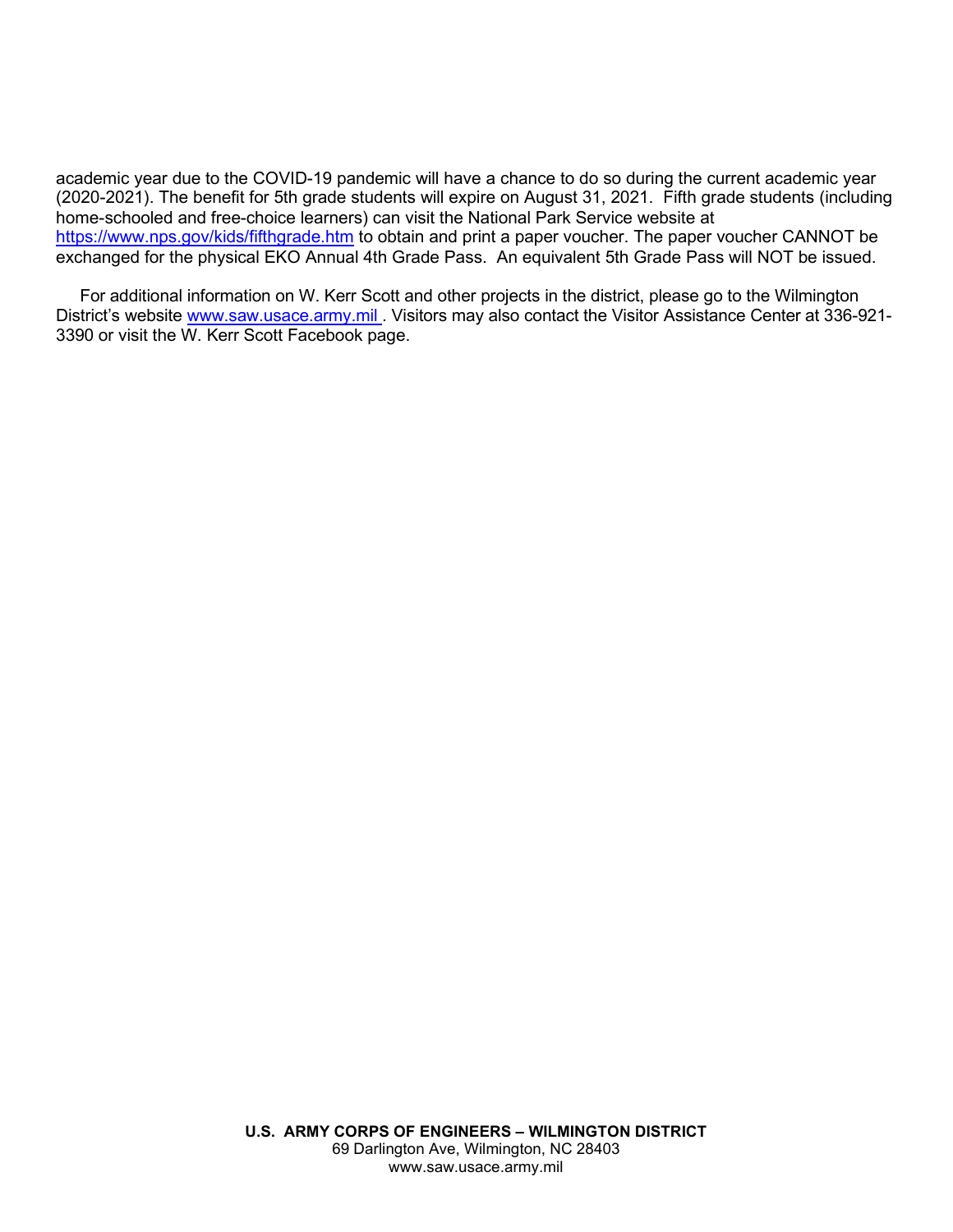academic year due to the COVID-19 pandemic will have a chance to do so during the current academic year (2020-2021). The benefit for 5th grade students will expire on August 31, 2021. Fifth grade students (including home-schooled and free-choice learners) can visit the National Park Service website at https://www.nps.gov/kids/fifthgrade.htm to obtain and print a paper voucher. The paper voucher CANNOT be exchanged for the physical EKO Annual 4th Grade Pass. An equivalent 5th Grade Pass will NOT be issued.

For additional information on W. Kerr Scott and other projects in the district, please go to the Wilmington District's website www.saw.usace.army.mil . Visitors may also contact the Visitor Assistance Center at 336-921-3390 or visit the W. Kerr Scott Facebook page.